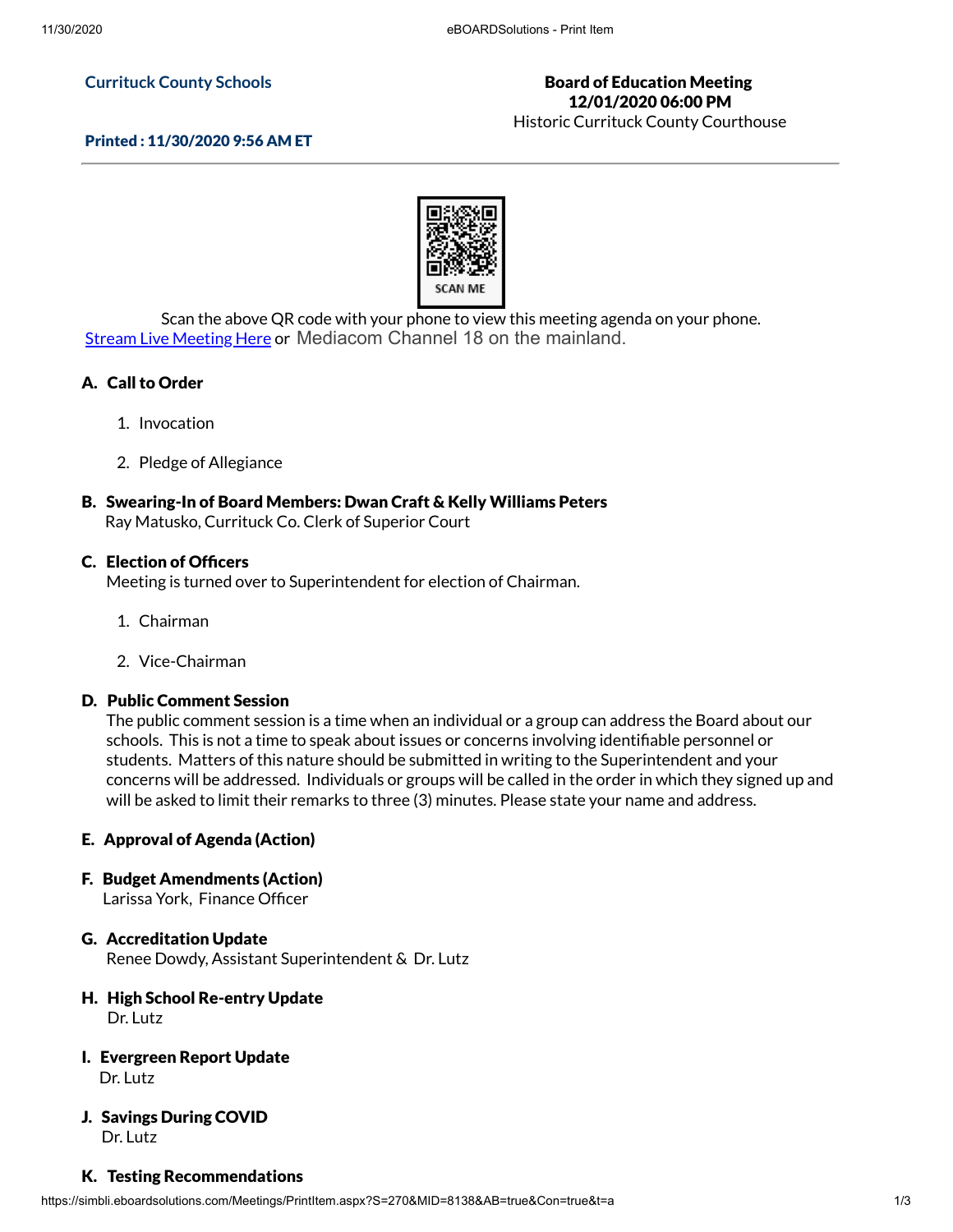**Currituck County Schools**

**Printed : 11/30/2020 9:56 AM ET**

**Board of Education Meeting**
**12/01/2020 06:00 PM**
Historic Currituck County Courthouse

SCAN ME

Scan the above QR code with your phone to view this meeting agenda on your phone.
Stream Live Meeting Here or Mediacom Channel 18 on the mainland.

### A. Call to Order

1. Invocation
2. Pledge of Allegiance

### B. Swearing-In of Board Members: Dwan Craft & Kelly Williams Peters

Ray Matusko, Currituck Co. Clerk of Superior Court

### C. Election of Officers

Meeting is turned over to Superintendent for election of Chairman.

1. Chairman
2. Vice-Chairman

### D. Public Comment Session

The public comment session is a time when an individual or a group can address the Board about our schools. This is not a time to speak about issues or concerns involving identifiable personnel or students. Matters of this nature should be submitted in writing to the Superintendent and your concerns will be addressed. Individuals or groups will be called in the order in which they signed up and will be asked to limit their remarks to three (3) minutes. Please state your name and address.

### E. Approval of Agenda (Action)

### F. Budget Amendments (Action)

Larissa York, Finance Officer

### G. Accreditation Update

Renee Dowdy, Assistant Superintendent & Dr. Lutz

### H. High School Re-entry Update

Dr. Lutz

### I. Evergreen Report Update

Dr. Lutz

### J. Savings During COVID

Dr. Lutz

### K. Testing Recommendations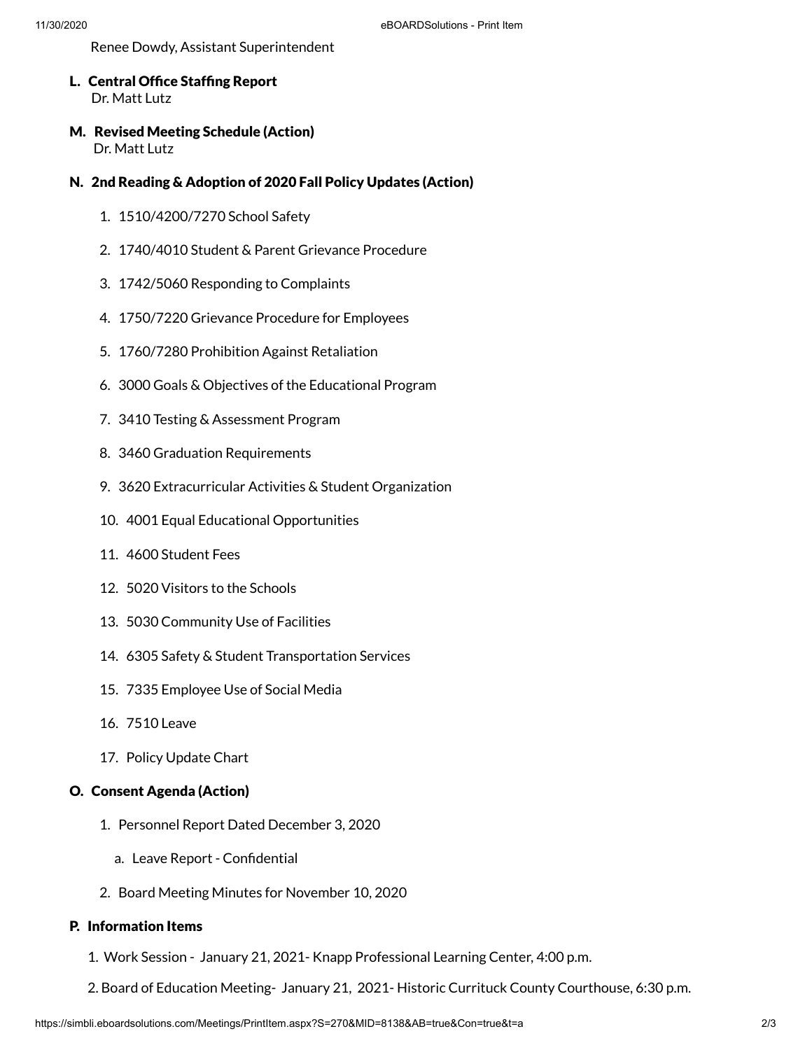Renee Dowdy, Assistant Superintendent

### L. Central Office Staffing Report

Dr. Matt Lutz

### M. Revised Meeting Schedule (Action)

Dr. Matt Lutz

### N. 2nd Reading & Adoption of 2020 Fall Policy Updates (Action)

1. 1510/4200/7270 School Safety
2. 1740/4010 Student & Parent Grievance Procedure
3. 1742/5060 Responding to Complaints
4. 1750/7220 Grievance Procedure for Employees
5. 1760/7280 Prohibition Against Retaliation
6. 3000 Goals & Objectives of the Educational Program
7. 3410 Testing & Assessment Program
8. 3460 Graduation Requirements
9. 3620 Extracurricular Activities & Student Organization
10. 4001 Equal Educational Opportunities
11. 4600 Student Fees
12. 5020 Visitors to the Schools
13. 5030 Community Use of Facilities
14. 6305 Safety & Student Transportation Services
15. 7335 Employee Use of Social Media
16. 7510 Leave
17. Policy Update Chart

### O. Consent Agenda (Action)

1. Personnel Report Dated December 3, 2020
   a. Leave Report - Confidential
2. Board Meeting Minutes for November 10, 2020

### P. Information Items

1. Work Session - January 21, 2021- Knapp Professional Learning Center, 4:00 p.m.
2. Board of Education Meeting- January 21, 2021- Historic Currituck County Courthouse, 6:30 p.m.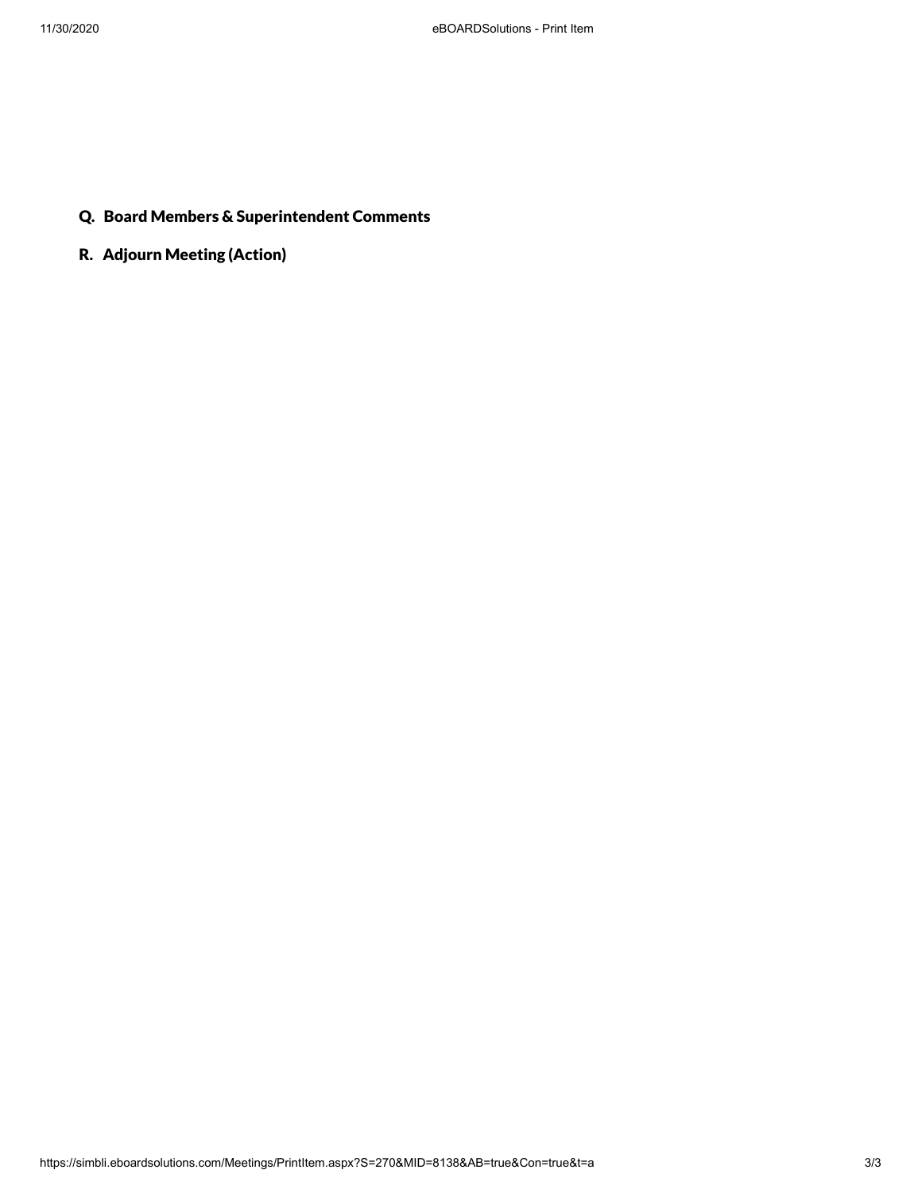## Q. Board Members & Superintendent Comments

## R. Adjourn Meeting (Action)